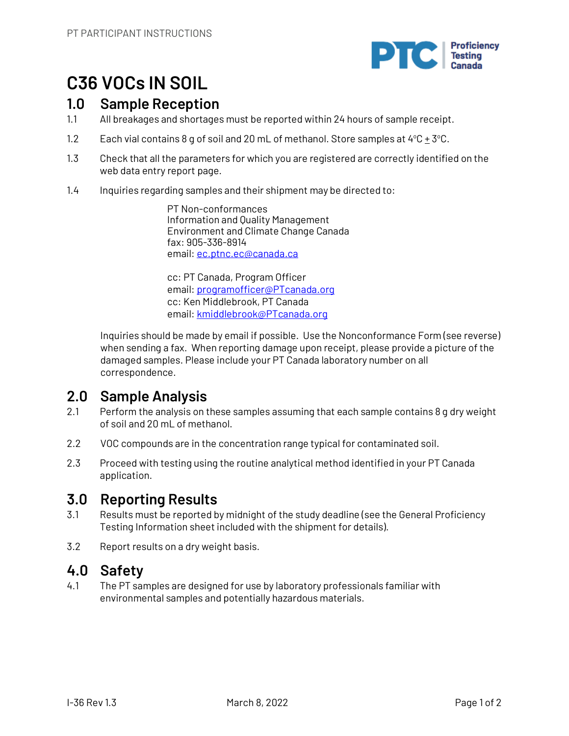# C36 VOCs IN SOIL

## 1.0 Sample Reception

1.1 All breakages and shortages must be reported within 24 hours of sample receipt.

1.2 Each vial contains 8 g of soil and 20 mL of methanol. Store samples at 4°C ± 3°C.

1.3 Check that all the parameters for which you are registered are correctly identified on the web data entry report page.

1.4 Inquiries regarding samples and their shipment may be directed to:

PT Non-conformances
Information and Quality Management
Environment and Climate Change Canada
fax: 905-336-8914
email: ec.ptnc.ec@canada.ca

cc: PT Canada, Program Officer
email: programofficer@PTcanada.org
cc: Ken Middlebrook, PT Canada
email: kmiddlebrook@PTcanada.org

Inquiries should be made by email if possible. Use the Nonconformance Form (see reverse) when sending a fax. When reporting damage upon receipt, please provide a picture of the damaged samples. Please include your PT Canada laboratory number on all correspondence.

## 2.0 Sample Analysis

2.1 Perform the analysis on these samples assuming that each sample contains 8 g dry weight of soil and 20 mL of methanol.

2.2 VOC compounds are in the concentration range typical for contaminated soil.

2.3 Proceed with testing using the routine analytical method identified in your PT Canada application.

## 3.0 Reporting Results

3.1 Results must be reported by midnight of the study deadline (see the General Proficiency Testing Information sheet included with the shipment for details).

3.2 Report results on a dry weight basis.

## 4.0 Safety

4.1 The PT samples are designed for use by laboratory professionals familiar with environmental samples and potentially hazardous materials.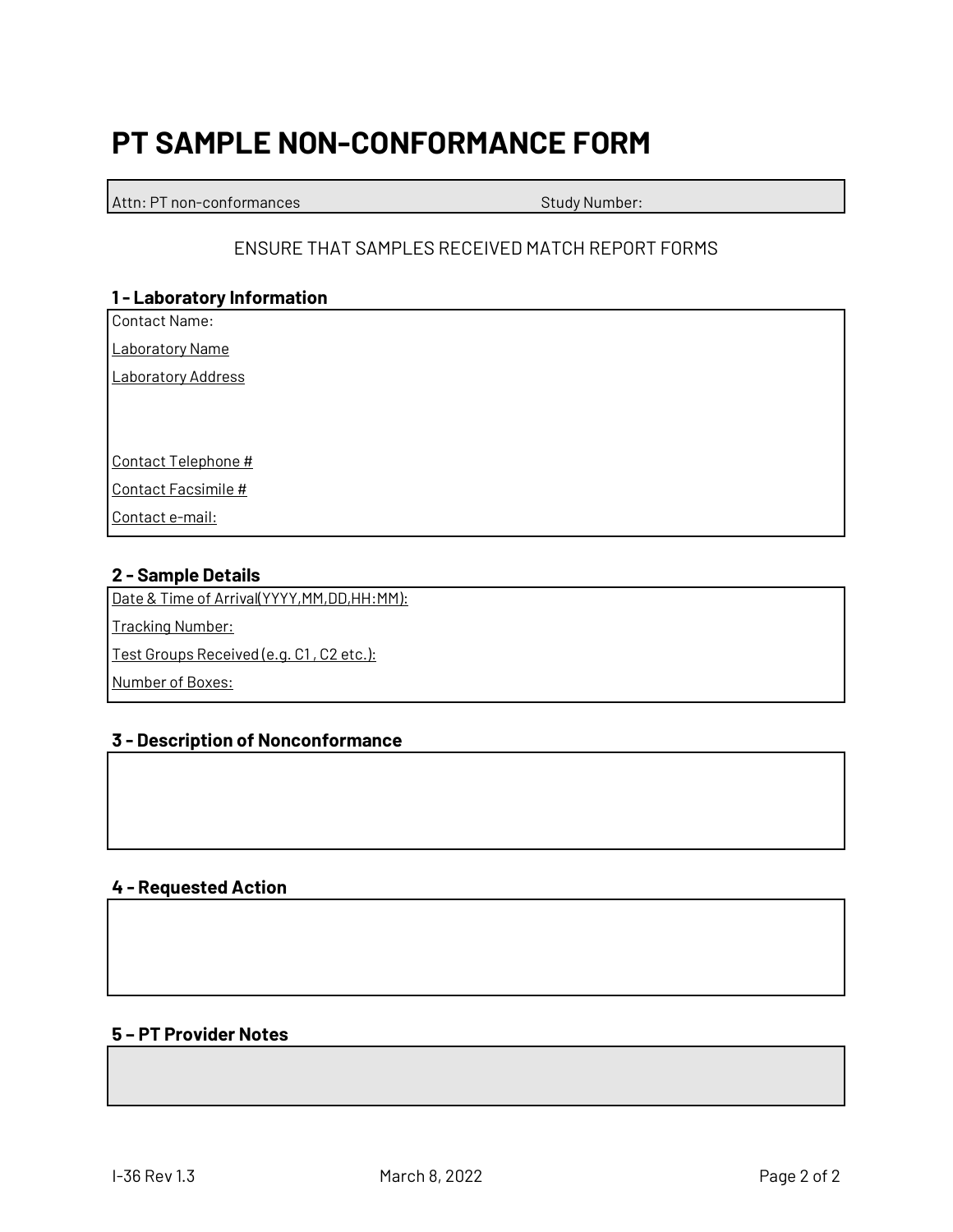# PT SAMPLE NON-CONFORMANCE FORM

| Attn: PT non-conformances | Study Number: |
|---|---|

ENSURE THAT SAMPLES RECEIVED MATCH REPORT FORMS

## 1 - Laboratory Information

Contact Name:

Laboratory Name

Laboratory Address

Contact Telephone #

Contact Facsimile #

Contact e-mail:

## 2 - Sample Details

Date & Time of Arrival(YYYY,MM,DD,HH:MM):

Tracking Number:

Test Groups Received (e.g. C1 , C2 etc.):

Number of Boxes:

## 3 - Description of Nonconformance

## 4 - Requested Action

## 5 – PT Provider Notes

I-36 Rev 1.3 March 8, 2022